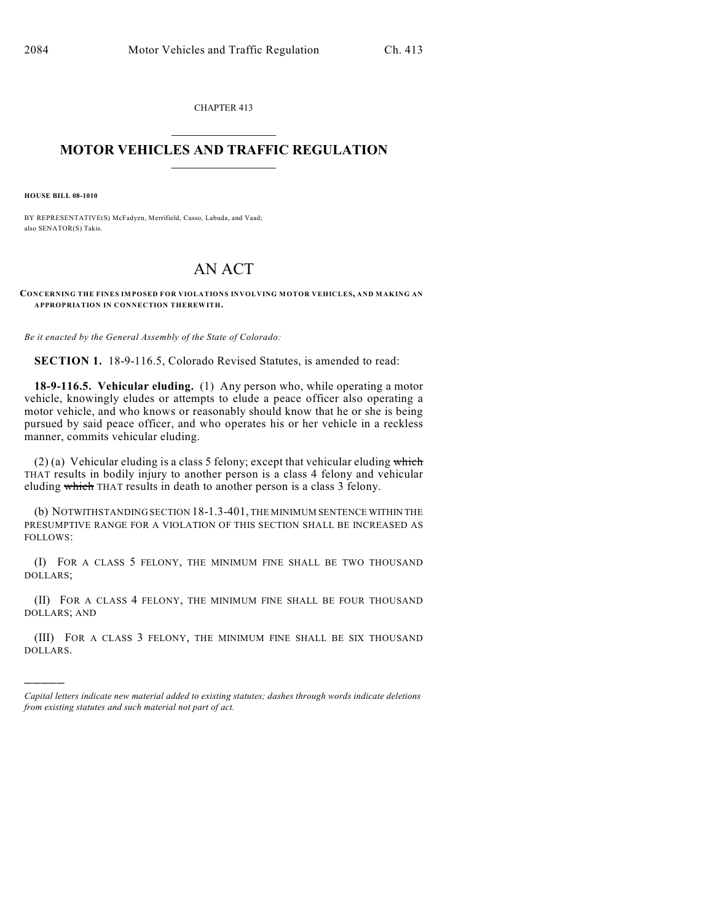CHAPTER 413

# MOTOR VEHICLES AND TRAFFIC REGULATION

**HOUSE BILL 08-1010**

BY REPRESENTATIVE(S) McFadyen, Merrifield, Casso, Labuda, and Vaad; also SENATOR(S) Takis.

# AN ACT

**CONCERNING THE FINES IMPOSED FOR VIOLATIONS INVOLVING MOTOR VEHICLES, AND MAKING AN APPROPRIATION IN CONNECTION THEREWITH.**

*Be it enacted by the General Assembly of the State of Colorado:*

**SECTION 1.** 18-9-116.5, Colorado Revised Statutes, is amended to read:

**18-9-116.5. Vehicular eluding.** (1) Any person who, while operating a motor vehicle, knowingly eludes or attempts to elude a peace officer also operating a motor vehicle, and who knows or reasonably should know that he or she is being pursued by said peace officer, and who operates his or her vehicle in a reckless manner, commits vehicular eluding.

(2) (a) Vehicular eluding is a class 5 felony; except that vehicular eluding ~~which~~ THAT results in bodily injury to another person is a class 4 felony and vehicular eluding ~~which~~ THAT results in death to another person is a class 3 felony.

(b) NOTWITHSTANDING SECTION 18-1.3-401, THE MINIMUM SENTENCE WITHIN THE PRESUMPTIVE RANGE FOR A VIOLATION OF THIS SECTION SHALL BE INCREASED AS FOLLOWS:

(I) FOR A CLASS 5 FELONY, THE MINIMUM FINE SHALL BE TWO THOUSAND DOLLARS;

(II) FOR A CLASS 4 FELONY, THE MINIMUM FINE SHALL BE FOUR THOUSAND DOLLARS; AND

(III) FOR A CLASS 3 FELONY, THE MINIMUM FINE SHALL BE SIX THOUSAND DOLLARS.

---

*Capital letters indicate new material added to existing statutes; dashes through words indicate deletions from existing statutes and such material not part of act.*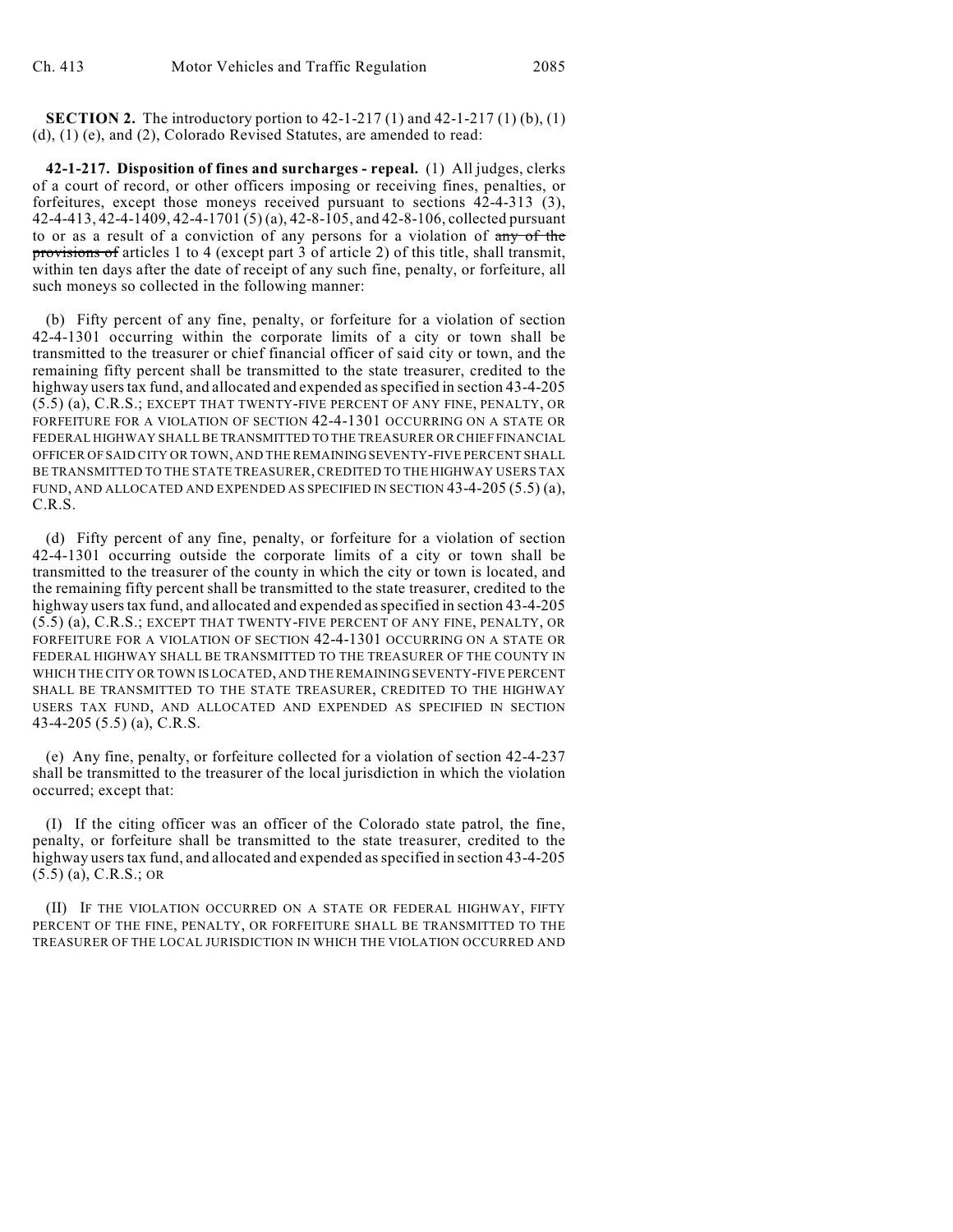**SECTION 2.** The introductory portion to 42-1-217 (1) and 42-1-217 (1) (b), (1) (d), (1) (e), and (2), Colorado Revised Statutes, are amended to read:

**42-1-217. Disposition of fines and surcharges - repeal.** (1) All judges, clerks of a court of record, or other officers imposing or receiving fines, penalties, or forfeitures, except those moneys received pursuant to sections 42-4-313 (3), 42-4-413, 42-4-1409, 42-4-1701 (5) (a), 42-8-105, and 42-8-106, collected pursuant to or as a result of a conviction of any persons for a violation of ~~any of the provisions of~~ articles 1 to 4 (except part 3 of article 2) of this title, shall transmit, within ten days after the date of receipt of any such fine, penalty, or forfeiture, all such moneys so collected in the following manner:

(b) Fifty percent of any fine, penalty, or forfeiture for a violation of section 42-4-1301 occurring within the corporate limits of a city or town shall be transmitted to the treasurer or chief financial officer of said city or town, and the remaining fifty percent shall be transmitted to the state treasurer, credited to the highway users tax fund, and allocated and expended as specified in section 43-4-205 (5.5) (a), C.R.S.; EXCEPT THAT TWENTY-FIVE PERCENT OF ANY FINE, PENALTY, OR FORFEITURE FOR A VIOLATION OF SECTION 42-4-1301 OCCURRING ON A STATE OR FEDERAL HIGHWAY SHALL BE TRANSMITTED TO THE TREASURER OR CHIEF FINANCIAL OFFICER OF SAID CITY OR TOWN, AND THE REMAINING SEVENTY-FIVE PERCENT SHALL BE TRANSMITTED TO THE STATE TREASURER, CREDITED TO THE HIGHWAY USERS TAX FUND, AND ALLOCATED AND EXPENDED AS SPECIFIED IN SECTION 43-4-205 (5.5) (a), C.R.S.

(d) Fifty percent of any fine, penalty, or forfeiture for a violation of section 42-4-1301 occurring outside the corporate limits of a city or town shall be transmitted to the treasurer of the county in which the city or town is located, and the remaining fifty percent shall be transmitted to the state treasurer, credited to the highway users tax fund, and allocated and expended as specified in section 43-4-205 (5.5) (a), C.R.S.; EXCEPT THAT TWENTY-FIVE PERCENT OF ANY FINE, PENALTY, OR FORFEITURE FOR A VIOLATION OF SECTION 42-4-1301 OCCURRING ON A STATE OR FEDERAL HIGHWAY SHALL BE TRANSMITTED TO THE TREASURER OF THE COUNTY IN WHICH THE CITY OR TOWN IS LOCATED, AND THE REMAINING SEVENTY-FIVE PERCENT SHALL BE TRANSMITTED TO THE STATE TREASURER, CREDITED TO THE HIGHWAY USERS TAX FUND, AND ALLOCATED AND EXPENDED AS SPECIFIED IN SECTION 43-4-205 (5.5) (a), C.R.S.

(e) Any fine, penalty, or forfeiture collected for a violation of section 42-4-237 shall be transmitted to the treasurer of the local jurisdiction in which the violation occurred; except that:

(I) If the citing officer was an officer of the Colorado state patrol, the fine, penalty, or forfeiture shall be transmitted to the state treasurer, credited to the highway users tax fund, and allocated and expended as specified in section 43-4-205 (5.5) (a), C.R.S.; OR

(II) IF THE VIOLATION OCCURRED ON A STATE OR FEDERAL HIGHWAY, FIFTY PERCENT OF THE FINE, PENALTY, OR FORFEITURE SHALL BE TRANSMITTED TO THE TREASURER OF THE LOCAL JURISDICTION IN WHICH THE VIOLATION OCCURRED AND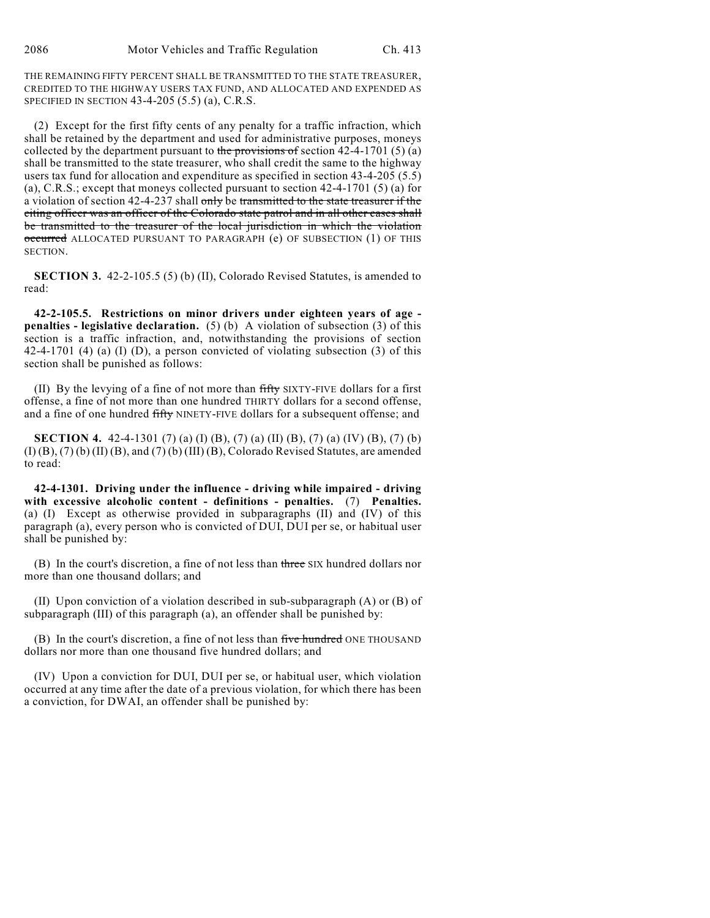THE REMAINING FIFTY PERCENT SHALL BE TRANSMITTED TO THE STATE TREASURER, CREDITED TO THE HIGHWAY USERS TAX FUND, AND ALLOCATED AND EXPENDED AS SPECIFIED IN SECTION 43-4-205 (5.5) (a), C.R.S.

(2) Except for the first fifty cents of any penalty for a traffic infraction, which shall be retained by the department and used for administrative purposes, moneys collected by the department pursuant to ~~the provisions of~~ section 42-4-1701 (5) (a) shall be transmitted to the state treasurer, who shall credit the same to the highway users tax fund for allocation and expenditure as specified in section 43-4-205 (5.5) (a), C.R.S.; except that moneys collected pursuant to section 42-4-1701 (5) (a) for a violation of section 42-4-237 shall ~~only~~ be ~~transmitted to the state treasurer if the citing officer was an officer of the Colorado state patrol and in all other cases shall be transmitted to the treasurer of the local jurisdiction in which the violation occurred~~ ALLOCATED PURSUANT TO PARAGRAPH (e) OF SUBSECTION (1) OF THIS SECTION.

**SECTION 3.** 42-2-105.5 (5) (b) (II), Colorado Revised Statutes, is amended to read:

**42-2-105.5. Restrictions on minor drivers under eighteen years of age - penalties - legislative declaration.** (5) (b) A violation of subsection (3) of this section is a traffic infraction, and, notwithstanding the provisions of section 42-4-1701 (4) (a) (I) (D), a person convicted of violating subsection (3) of this section shall be punished as follows:

(II) By the levying of a fine of not more than ~~fifty~~ SIXTY-FIVE dollars for a first offense, a fine of not more than one hundred THIRTY dollars for a second offense, and a fine of one hundred ~~fifty~~ NINETY-FIVE dollars for a subsequent offense; and

**SECTION 4.** 42-4-1301 (7) (a) (I) (B), (7) (a) (II) (B), (7) (a) (IV) (B), (7) (b) (I) (B), (7) (b) (II) (B), and (7) (b) (III) (B), Colorado Revised Statutes, are amended to read:

**42-4-1301. Driving under the influence - driving while impaired - driving with excessive alcoholic content - definitions - penalties.** (7) **Penalties.** (a) (I) Except as otherwise provided in subparagraphs (II) and (IV) of this paragraph (a), every person who is convicted of DUI, DUI per se, or habitual user shall be punished by:

(B) In the court's discretion, a fine of not less than ~~three~~ SIX hundred dollars nor more than one thousand dollars; and

(II) Upon conviction of a violation described in sub-subparagraph (A) or (B) of subparagraph (III) of this paragraph (a), an offender shall be punished by:

(B) In the court's discretion, a fine of not less than ~~five hundred~~ ONE THOUSAND dollars nor more than one thousand five hundred dollars; and

(IV) Upon a conviction for DUI, DUI per se, or habitual user, which violation occurred at any time after the date of a previous violation, for which there has been a conviction, for DWAI, an offender shall be punished by: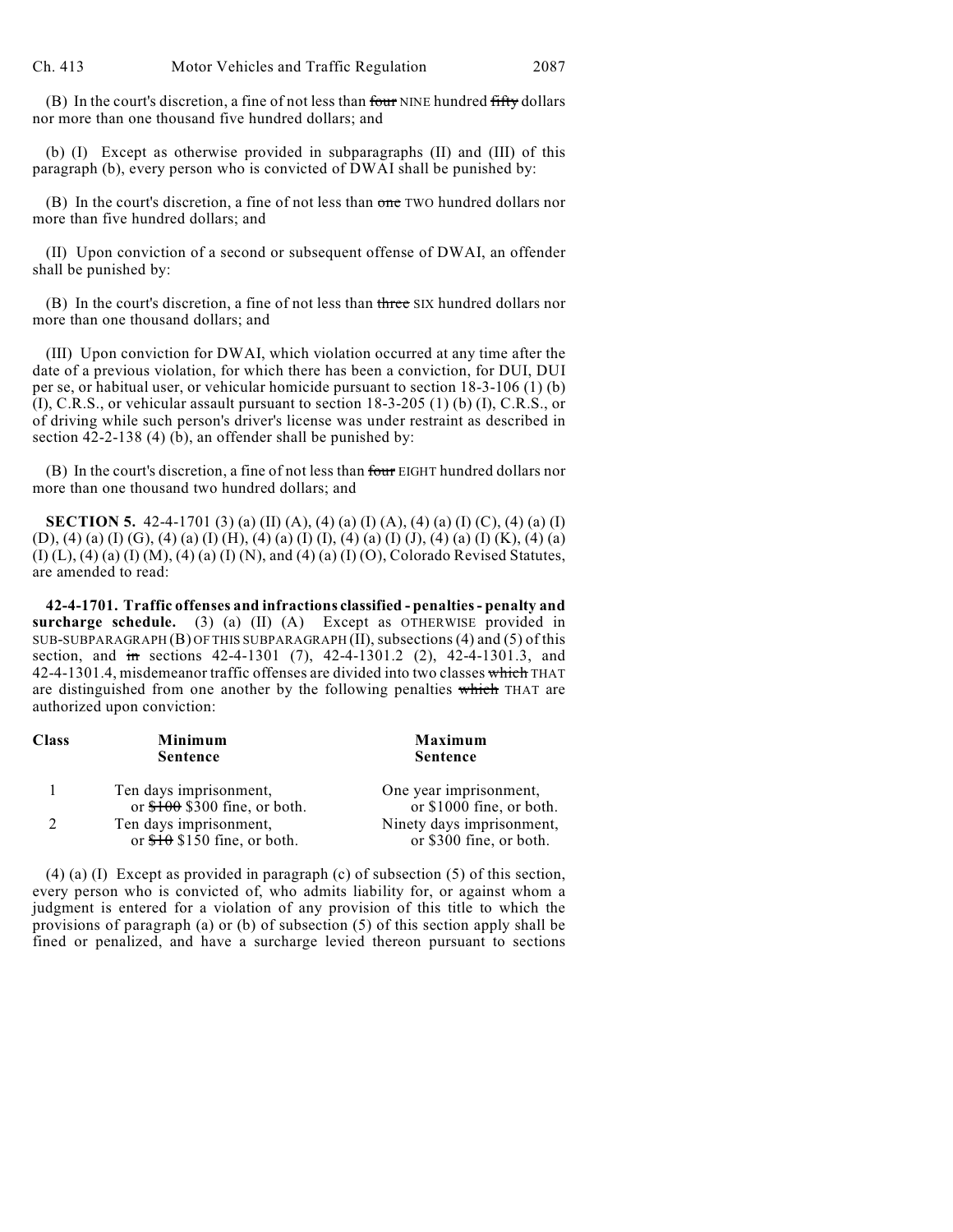(B) In the court's discretion, a fine of not less than ~~four~~ NINE hundred ~~fifty~~ dollars nor more than one thousand five hundred dollars; and

(b) (I) Except as otherwise provided in subparagraphs (II) and (III) of this paragraph (b), every person who is convicted of DWAI shall be punished by:

(B) In the court's discretion, a fine of not less than ~~one~~ TWO hundred dollars nor more than five hundred dollars; and

(II) Upon conviction of a second or subsequent offense of DWAI, an offender shall be punished by:

(B) In the court's discretion, a fine of not less than ~~three~~ SIX hundred dollars nor more than one thousand dollars; and

(III) Upon conviction for DWAI, which violation occurred at any time after the date of a previous violation, for which there has been a conviction, for DUI, DUI per se, or habitual user, or vehicular homicide pursuant to section 18-3-106 (1) (b) (I), C.R.S., or vehicular assault pursuant to section 18-3-205 (1) (b) (I), C.R.S., or of driving while such person's driver's license was under restraint as described in section 42-2-138 (4) (b), an offender shall be punished by:

(B) In the court's discretion, a fine of not less than ~~four~~ EIGHT hundred dollars nor more than one thousand two hundred dollars; and

**SECTION 5.** 42-4-1701 (3) (a) (II) (A), (4) (a) (I) (A), (4) (a) (I) (C), (4) (a) (I) (D), (4) (a) (I) (G), (4) (a) (I) (H), (4) (a) (I) (I), (4) (a) (I) (J), (4) (a) (I) (K), (4) (a) (I) (L), (4) (a) (I) (M), (4) (a) (I) (N), and (4) (a) (I) (O), Colorado Revised Statutes, are amended to read:

**42-4-1701. Traffic offenses and infractions classified - penalties - penalty and surcharge schedule.** (3) (a) (II) (A) Except as OTHERWISE provided in SUB-SUBPARAGRAPH (B) OF THIS SUBPARAGRAPH (II), subsections (4) and (5) of this section, and ~~in~~ sections 42-4-1301 (7), 42-4-1301.2 (2), 42-4-1301.3, and 42-4-1301.4, misdemeanor traffic offenses are divided into two classes ~~which~~ THAT are distinguished from one another by the following penalties ~~which~~ THAT are authorized upon conviction:

| Class | Minimum Sentence | Maximum Sentence |
|---|---|---|
| 1 | Ten days imprisonment, or ~~$100~~ $300 fine, or both. | One year imprisonment, or $1000 fine, or both. |
| 2 | Ten days imprisonment, or ~~$10~~ $150 fine, or both. | Ninety days imprisonment, or $300 fine, or both. |

(4) (a) (I) Except as provided in paragraph (c) of subsection (5) of this section, every person who is convicted of, who admits liability for, or against whom a judgment is entered for a violation of any provision of this title to which the provisions of paragraph (a) or (b) of subsection (5) of this section apply shall be fined or penalized, and have a surcharge levied thereon pursuant to sections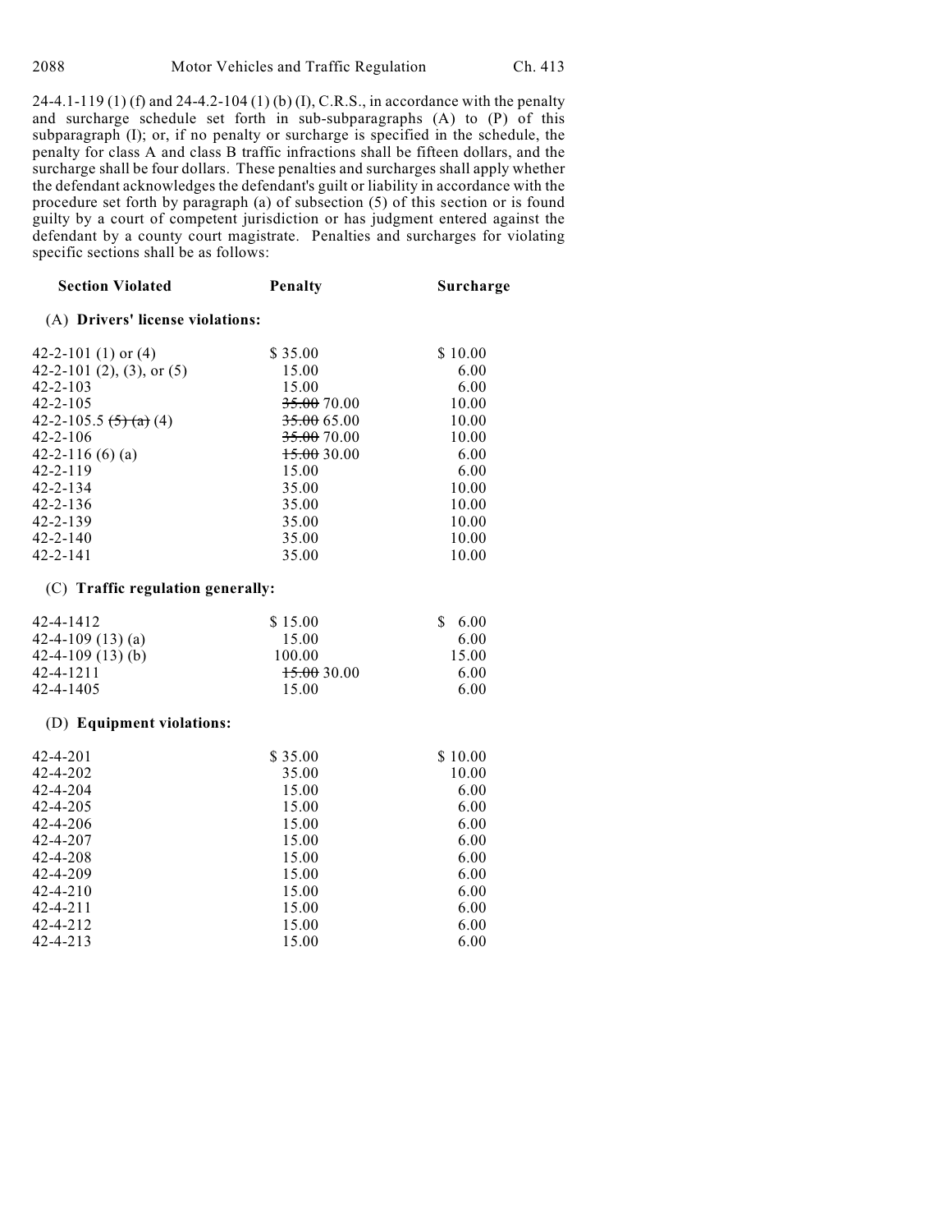24-4.1-119 (1) (f) and 24-4.2-104 (1) (b) (I), C.R.S., in accordance with the penalty and surcharge schedule set forth in sub-subparagraphs (A) to (P) of this subparagraph (I); or, if no penalty or surcharge is specified in the schedule, the penalty for class A and class B traffic infractions shall be fifteen dollars, and the surcharge shall be four dollars. These penalties and surcharges shall apply whether the defendant acknowledges the defendant's guilt or liability in accordance with the procedure set forth by paragraph (a) of subsection (5) of this section or is found guilty by a court of competent jurisdiction or has judgment entered against the defendant by a county court magistrate. Penalties and surcharges for violating specific sections shall be as follows:

| Section Violated | Penalty | Surcharge |
|---|---|---|
| (A) **Drivers' license violations:** | | |
| 42-2-101 (1) or (4) | $ 35.00 | $ 10.00 |
| 42-2-101 (2), (3), or (5) | 15.00 | 6.00 |
| 42-2-103 | 15.00 | 6.00 |
| 42-2-105 | ~~35.00~~ 70.00 | 10.00 |
| 42-2-105.5 ~~(5) (a)~~ (4) | ~~35.00~~ 65.00 | 10.00 |
| 42-2-106 | ~~35.00~~ 70.00 | 10.00 |
| 42-2-116 (6) (a) | ~~15.00~~ 30.00 | 6.00 |
| 42-2-119 | 15.00 | 6.00 |
| 42-2-134 | 35.00 | 10.00 |
| 42-2-136 | 35.00 | 10.00 |
| 42-2-139 | 35.00 | 10.00 |
| 42-2-140 | 35.00 | 10.00 |
| 42-2-141 | 35.00 | 10.00 |
| (C) **Traffic regulation generally:** | | |
| 42-4-1412 | $ 15.00 | $ 6.00 |
| 42-4-109 (13) (a) | 15.00 | 6.00 |
| 42-4-109 (13) (b) | 100.00 | 15.00 |
| 42-4-1211 | ~~15.00~~ 30.00 | 6.00 |
| 42-4-1405 | 15.00 | 6.00 |
| (D) **Equipment violations:** | | |
| 42-4-201 | $ 35.00 | $ 10.00 |
| 42-4-202 | 35.00 | 10.00 |
| 42-4-204 | 15.00 | 6.00 |
| 42-4-205 | 15.00 | 6.00 |
| 42-4-206 | 15.00 | 6.00 |
| 42-4-207 | 15.00 | 6.00 |
| 42-4-208 | 15.00 | 6.00 |
| 42-4-209 | 15.00 | 6.00 |
| 42-4-210 | 15.00 | 6.00 |
| 42-4-211 | 15.00 | 6.00 |
| 42-4-212 | 15.00 | 6.00 |
| 42-4-213 | 15.00 | 6.00 |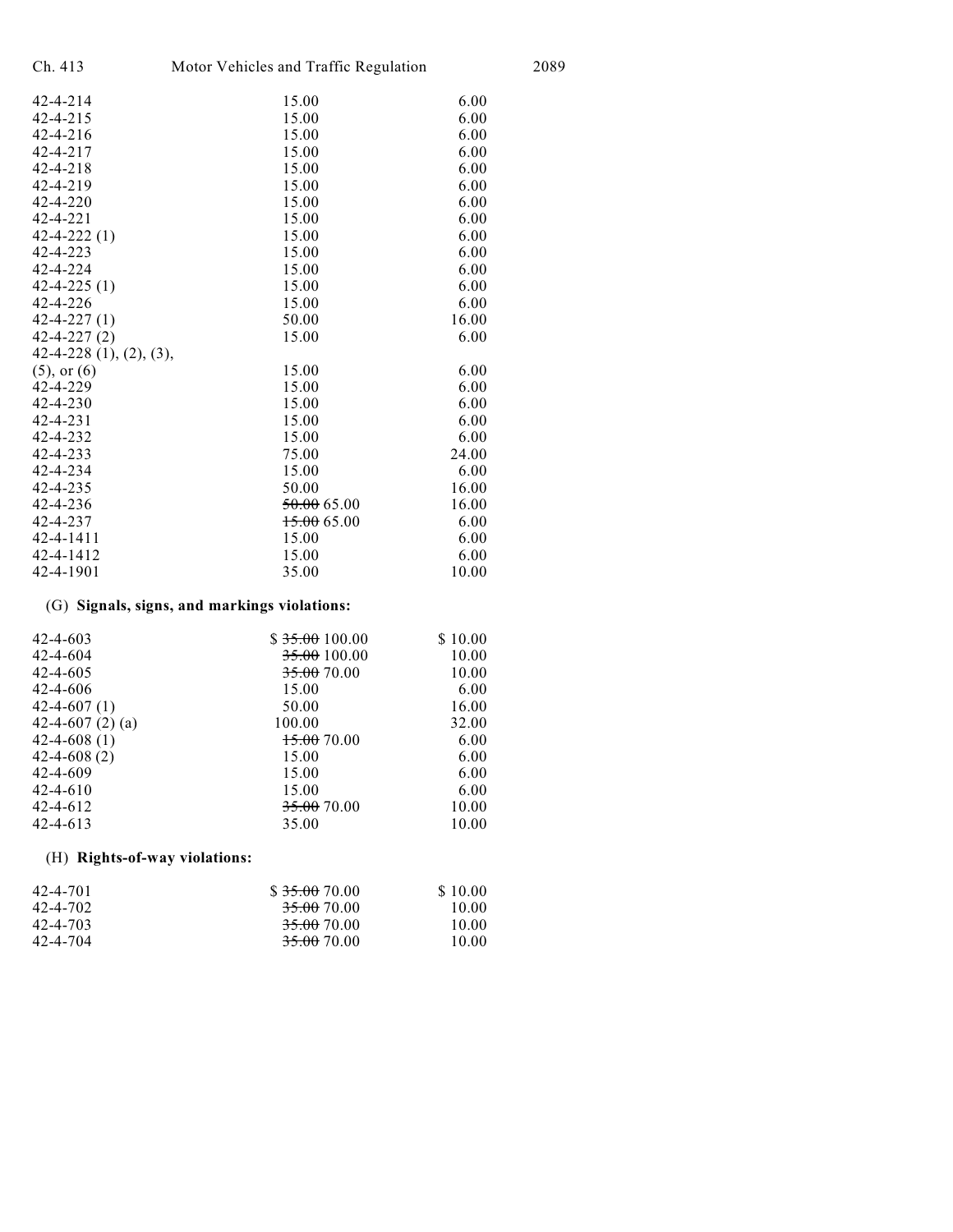| | | |
|---|---|---|
| 42-4-214 | 15.00 | 6.00 |
| 42-4-215 | 15.00 | 6.00 |
| 42-4-216 | 15.00 | 6.00 |
| 42-4-217 | 15.00 | 6.00 |
| 42-4-218 | 15.00 | 6.00 |
| 42-4-219 | 15.00 | 6.00 |
| 42-4-220 | 15.00 | 6.00 |
| 42-4-221 | 15.00 | 6.00 |
| 42-4-222 (1) | 15.00 | 6.00 |
| 42-4-223 | 15.00 | 6.00 |
| 42-4-224 | 15.00 | 6.00 |
| 42-4-225 (1) | 15.00 | 6.00 |
| 42-4-226 | 15.00 | 6.00 |
| 42-4-227 (1) | 50.00 | 16.00 |
| 42-4-227 (2) | 15.00 | 6.00 |
| 42-4-228 (1), (2), (3), (5), or (6) | 15.00 | 6.00 |
| 42-4-229 | 15.00 | 6.00 |
| 42-4-230 | 15.00 | 6.00 |
| 42-4-231 | 15.00 | 6.00 |
| 42-4-232 | 15.00 | 6.00 |
| 42-4-233 | 75.00 | 24.00 |
| 42-4-234 | 15.00 | 6.00 |
| 42-4-235 | 50.00 | 16.00 |
| 42-4-236 | ~~50.00~~ 65.00 | 16.00 |
| 42-4-237 | ~~15.00~~ 65.00 | 6.00 |
| 42-4-1411 | 15.00 | 6.00 |
| 42-4-1412 | 15.00 | 6.00 |
| 42-4-1901 | 35.00 | 10.00 |

(G) **Signals, signs, and markings violations:**

| | | |
|---|---|---|
| 42-4-603 | $ ~~35.00~~ 100.00 | $ 10.00 |
| 42-4-604 | ~~35.00~~ 100.00 | 10.00 |
| 42-4-605 | ~~35.00~~ 70.00 | 10.00 |
| 42-4-606 | 15.00 | 6.00 |
| 42-4-607 (1) | 50.00 | 16.00 |
| 42-4-607 (2) (a) | 100.00 | 32.00 |
| 42-4-608 (1) | ~~15.00~~ 70.00 | 6.00 |
| 42-4-608 (2) | 15.00 | 6.00 |
| 42-4-609 | 15.00 | 6.00 |
| 42-4-610 | 15.00 | 6.00 |
| 42-4-612 | ~~35.00~~ 70.00 | 10.00 |
| 42-4-613 | 35.00 | 10.00 |

(H) **Rights-of-way violations:**

| | | |
|---|---|---|
| 42-4-701 | $ ~~35.00~~ 70.00 | $ 10.00 |
| 42-4-702 | ~~35.00~~ 70.00 | 10.00 |
| 42-4-703 | ~~35.00~~ 70.00 | 10.00 |
| 42-4-704 | ~~35.00~~ 70.00 | 10.00 |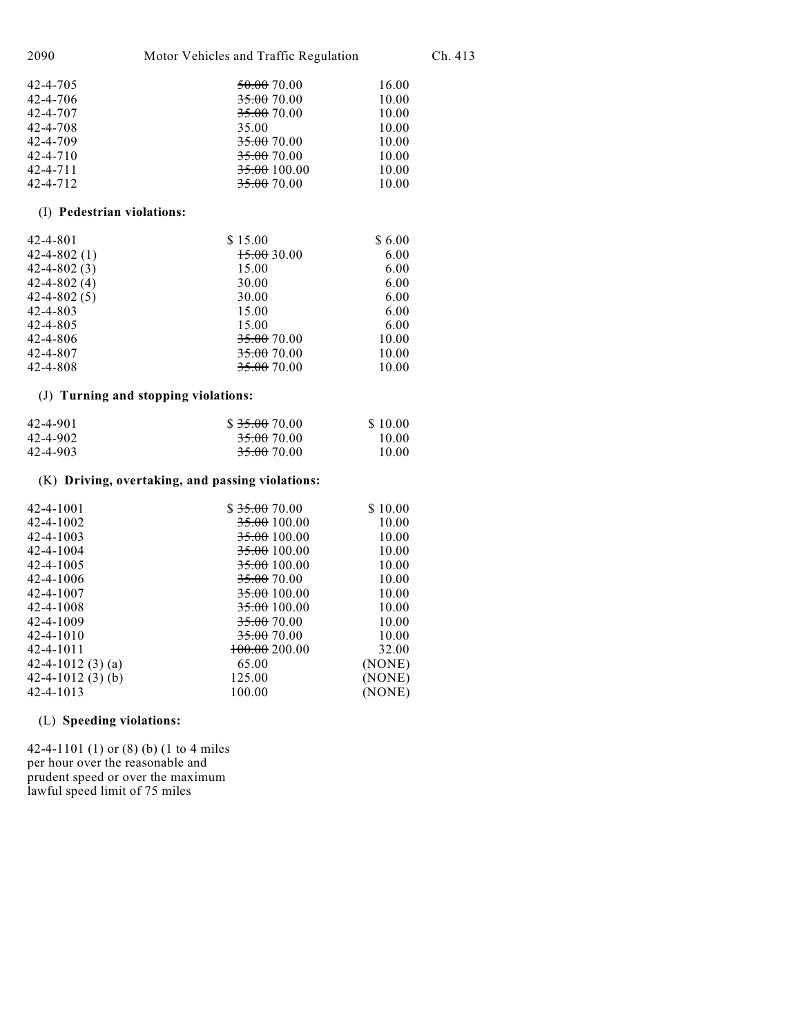| | | |
|---|---|---|
| 42-4-705 | ~~50.00~~ 70.00 | 16.00 |
| 42-4-706 | ~~35.00~~ 70.00 | 10.00 |
| 42-4-707 | ~~35.00~~ 70.00 | 10.00 |
| 42-4-708 | 35.00 | 10.00 |
| 42-4-709 | ~~35.00~~ 70.00 | 10.00 |
| 42-4-710 | ~~35.00~~ 70.00 | 10.00 |
| 42-4-711 | ~~35.00~~ 100.00 | 10.00 |
| 42-4-712 | ~~35.00~~ 70.00 | 10.00 |

(I) **Pedestrian violations:**

| | | |
|---|---|---|
| 42-4-801 | $ 15.00 | $ 6.00 |
| 42-4-802 (1) | ~~15.00~~ 30.00 | 6.00 |
| 42-4-802 (3) | 15.00 | 6.00 |
| 42-4-802 (4) | 30.00 | 6.00 |
| 42-4-802 (5) | 30.00 | 6.00 |
| 42-4-803 | 15.00 | 6.00 |
| 42-4-805 | 15.00 | 6.00 |
| 42-4-806 | ~~35.00~~ 70.00 | 10.00 |
| 42-4-807 | ~~35.00~~ 70.00 | 10.00 |
| 42-4-808 | ~~35.00~~ 70.00 | 10.00 |

(J) **Turning and stopping violations:**

| | | |
|---|---|---|
| 42-4-901 | $ ~~35.00~~ 70.00 | $ 10.00 |
| 42-4-902 | ~~35.00~~ 70.00 | 10.00 |
| 42-4-903 | ~~35.00~~ 70.00 | 10.00 |

(K) **Driving, overtaking, and passing violations:**

| | | |
|---|---|---|
| 42-4-1001 | $ ~~35.00~~ 70.00 | $ 10.00 |
| 42-4-1002 | ~~35.00~~ 100.00 | 10.00 |
| 42-4-1003 | ~~35.00~~ 100.00 | 10.00 |
| 42-4-1004 | ~~35.00~~ 100.00 | 10.00 |
| 42-4-1005 | ~~35.00~~ 100.00 | 10.00 |
| 42-4-1006 | ~~35.00~~ 70.00 | 10.00 |
| 42-4-1007 | ~~35.00~~ 100.00 | 10.00 |
| 42-4-1008 | ~~35.00~~ 100.00 | 10.00 |
| 42-4-1009 | ~~35.00~~ 70.00 | 10.00 |
| 42-4-1010 | ~~35.00~~ 70.00 | 10.00 |
| 42-4-1011 | ~~100.00~~ 200.00 | 32.00 |
| 42-4-1012 (3) (a) | 65.00 | (NONE) |
| 42-4-1012 (3) (b) | 125.00 | (NONE) |
| 42-4-1013 | 100.00 | (NONE) |

(L) **Speeding violations:**

42-4-1101 (1) or (8) (b) (1 to 4 miles per hour over the reasonable and prudent speed or over the maximum lawful speed limit of 75 miles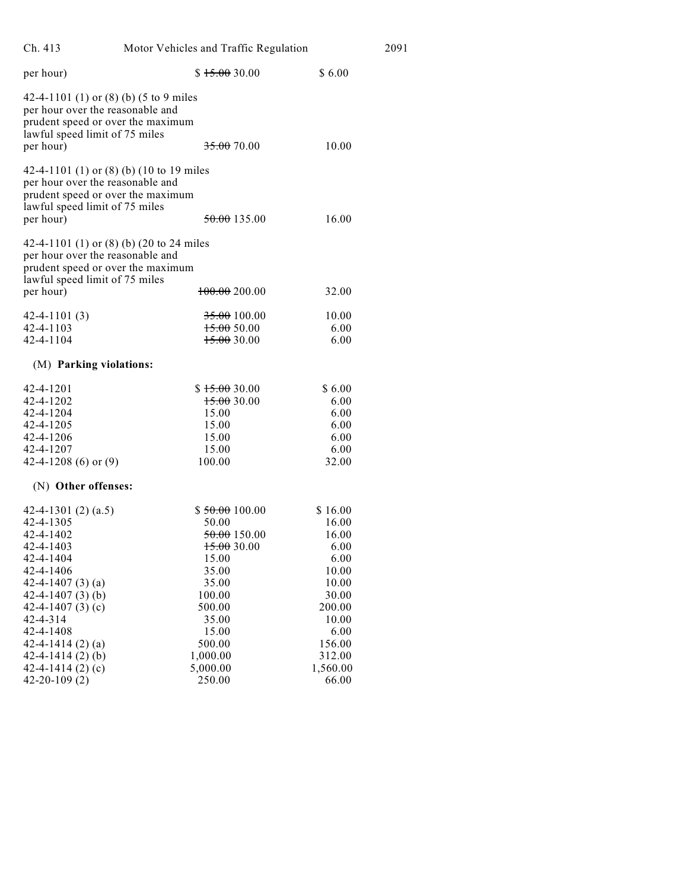| | | |
|---|---|---|
| per hour) | $ ~~15.00~~ 30.00 | $ 6.00 |
| 42-4-1101 (1) or (8) (b) (5 to 9 miles per hour over the reasonable and prudent speed or over the maximum lawful speed limit of 75 miles per hour) | ~~35.00~~ 70.00 | 10.00 |
| 42-4-1101 (1) or (8) (b) (10 to 19 miles per hour over the reasonable and prudent speed or over the maximum lawful speed limit of 75 miles per hour) | ~~50.00~~ 135.00 | 16.00 |
| 42-4-1101 (1) or (8) (b) (20 to 24 miles per hour over the reasonable and prudent speed or over the maximum lawful speed limit of 75 miles per hour) | ~~100.00~~ 200.00 | 32.00 |
| 42-4-1101 (3) | ~~35.00~~ 100.00 | 10.00 |
| 42-4-1103 | ~~15.00~~ 50.00 | 6.00 |
| 42-4-1104 | ~~15.00~~ 30.00 | 6.00 |

(M) **Parking violations:**

| | | |
|---|---|---|
| 42-4-1201 | $ ~~15.00~~ 30.00 | $ 6.00 |
| 42-4-1202 | ~~15.00~~ 30.00 | 6.00 |
| 42-4-1204 | 15.00 | 6.00 |
| 42-4-1205 | 15.00 | 6.00 |
| 42-4-1206 | 15.00 | 6.00 |
| 42-4-1207 | 15.00 | 6.00 |
| 42-4-1208 (6) or (9) | 100.00 | 32.00 |

(N) **Other offenses:**

| | | |
|---|---|---|
| 42-4-1301 (2) (a.5) | $ ~~50.00~~ 100.00 | $ 16.00 |
| 42-4-1305 | 50.00 | 16.00 |
| 42-4-1402 | ~~50.00~~ 150.00 | 16.00 |
| 42-4-1403 | ~~15.00~~ 30.00 | 6.00 |
| 42-4-1404 | 15.00 | 6.00 |
| 42-4-1406 | 35.00 | 10.00 |
| 42-4-1407 (3) (a) | 35.00 | 10.00 |
| 42-4-1407 (3) (b) | 100.00 | 30.00 |
| 42-4-1407 (3) (c) | 500.00 | 200.00 |
| 42-4-314 | 35.00 | 10.00 |
| 42-4-1408 | 15.00 | 6.00 |
| 42-4-1414 (2) (a) | 500.00 | 156.00 |
| 42-4-1414 (2) (b) | 1,000.00 | 312.00 |
| 42-4-1414 (2) (c) | 5,000.00 | 1,560.00 |
| 42-20-109 (2) | 250.00 | 66.00 |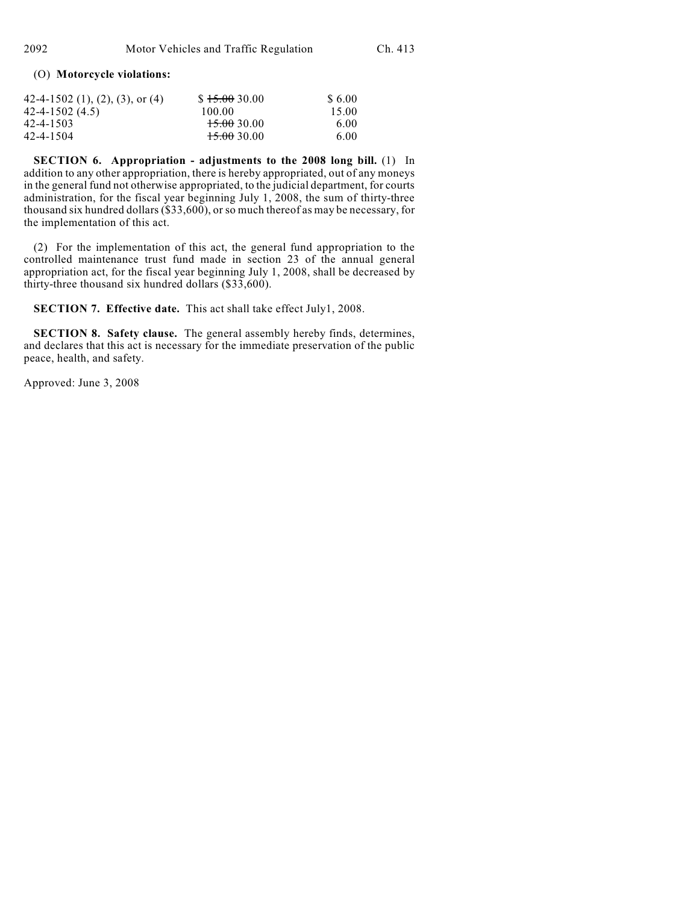(O) **Motorcycle violations:**

| | | |
|---|---|---|
| 42-4-1502 (1), (2), (3), or (4) | $ ~~15.00~~ 30.00 | $ 6.00 |
| 42-4-1502 (4.5) | 100.00 | 15.00 |
| 42-4-1503 | ~~15.00~~ 30.00 | 6.00 |
| 42-4-1504 | ~~15.00~~ 30.00 | 6.00 |

**SECTION 6. Appropriation - adjustments to the 2008 long bill.** (1) In addition to any other appropriation, there is hereby appropriated, out of any moneys in the general fund not otherwise appropriated, to the judicial department, for courts administration, for the fiscal year beginning July 1, 2008, the sum of thirty-three thousand six hundred dollars ($33,600), or so much thereof as may be necessary, for the implementation of this act.

(2) For the implementation of this act, the general fund appropriation to the controlled maintenance trust fund made in section 23 of the annual general appropriation act, for the fiscal year beginning July 1, 2008, shall be decreased by thirty-three thousand six hundred dollars ($33,600).

**SECTION 7. Effective date.** This act shall take effect July1, 2008.

**SECTION 8. Safety clause.** The general assembly hereby finds, determines, and declares that this act is necessary for the immediate preservation of the public peace, health, and safety.

Approved: June 3, 2008